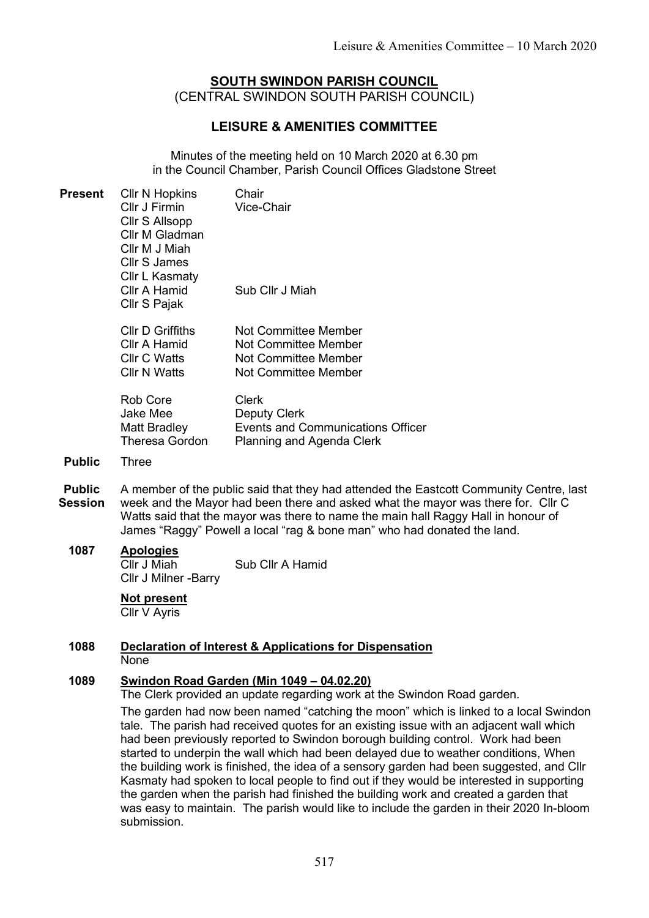# SOUTH SWINDON PARISH COUNCIL

(CENTRAL SWINDON SOUTH PARISH COUNCIL)

## LEISURE & AMENITIES COMMITTEE

Minutes of the meeting held on 10 March 2020 at 6.30 pm in the Council Chamber, Parish Council Offices Gladstone Street

**Present**

| | |
|---|---|
| Cllr N Hopkins | Chair |
| Cllr J Firmin | Vice-Chair |
| Cllr S Allsopp | |
| Cllr M Gladman | |
| Cllr M J Miah | |
| Cllr S James | |
| Cllr L Kasmaty | |
| Cllr A Hamid | Sub Cllr J Miah |
| Cllr S Pajak | |
| | |
| Cllr D Griffiths | Not Committee Member |
| Cllr A Hamid | Not Committee Member |
| Cllr C Watts | Not Committee Member |
| Cllr N Watts | Not Committee Member |
| | |
| Rob Core | Clerk |
| Jake Mee | Deputy Clerk |
| Matt Bradley | Events and Communications Officer |
| Theresa Gordon | Planning and Agenda Clerk |

**Public** Three

**Public Session** A member of the public said that they had attended the Eastcott Community Centre, last week and the Mayor had been there and asked what the mayor was there for. Cllr C Watts said that the mayor was there to name the main hall Raggy Hall in honour of James "Raggy" Powell a local "rag & bone man" who had donated the land.

**1087 Apologies**

| | |
|---|---|
| Cllr J Miah | Sub Cllr A Hamid |
| Cllr J Milner -Barry | |

**Not present**

Cllr V Ayris

**1088 Declaration of Interest & Applications for Dispensation**

None

**1089 Swindon Road Garden (Min 1049 – 04.02.20)**

The Clerk provided an update regarding work at the Swindon Road garden.

The garden had now been named "catching the moon" which is linked to a local Swindon tale. The parish had received quotes for an existing issue with an adjacent wall which had been previously reported to Swindon borough building control. Work had been started to underpin the wall which had been delayed due to weather conditions, When the building work is finished, the idea of a sensory garden had been suggested, and Cllr Kasmaty had spoken to local people to find out if they would be interested in supporting the garden when the parish had finished the building work and created a garden that was easy to maintain. The parish would like to include the garden in their 2020 In-bloom submission.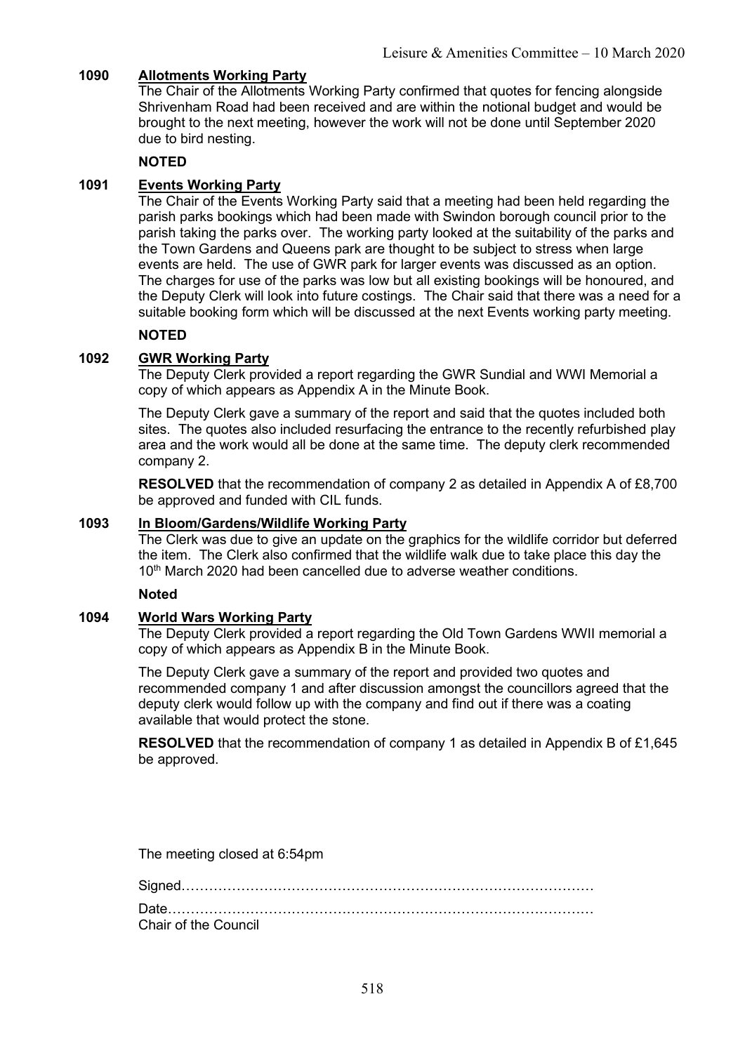## 1090 Allotments Working Party

The Chair of the Allotments Working Party confirmed that quotes for fencing alongside Shrivenham Road had been received and are within the notional budget and would be brought to the next meeting, however the work will not be done until September 2020 due to bird nesting.

**NOTED**

## 1091 Events Working Party

The Chair of the Events Working Party said that a meeting had been held regarding the parish parks bookings which had been made with Swindon borough council prior to the parish taking the parks over. The working party looked at the suitability of the parks and the Town Gardens and Queens park are thought to be subject to stress when large events are held. The use of GWR park for larger events was discussed as an option. The charges for use of the parks was low but all existing bookings will be honoured, and the Deputy Clerk will look into future costings. The Chair said that there was a need for a suitable booking form which will be discussed at the next Events working party meeting.

**NOTED**

## 1092 GWR Working Party

The Deputy Clerk provided a report regarding the GWR Sundial and WWI Memorial a copy of which appears as Appendix A in the Minute Book.

The Deputy Clerk gave a summary of the report and said that the quotes included both sites. The quotes also included resurfacing the entrance to the recently refurbished play area and the work would all be done at the same time. The deputy clerk recommended company 2.

**RESOLVED** that the recommendation of company 2 as detailed in Appendix A of £8,700 be approved and funded with CIL funds.

## 1093 In Bloom/Gardens/Wildlife Working Party

The Clerk was due to give an update on the graphics for the wildlife corridor but deferred the item. The Clerk also confirmed that the wildlife walk due to take place this day the 10th March 2020 had been cancelled due to adverse weather conditions.

**Noted**

## 1094 World Wars Working Party

The Deputy Clerk provided a report regarding the Old Town Gardens WWII memorial a copy of which appears as Appendix B in the Minute Book.

The Deputy Clerk gave a summary of the report and provided two quotes and recommended company 1 and after discussion amongst the councillors agreed that the deputy clerk would follow up with the company and find out if there was a coating available that would protect the stone.

**RESOLVED** that the recommendation of company 1 as detailed in Appendix B of £1,645 be approved.

The meeting closed at 6:54pm

Signed………………………………………………………………………………

Date…………………………………………………………………………………
Chair of the Council